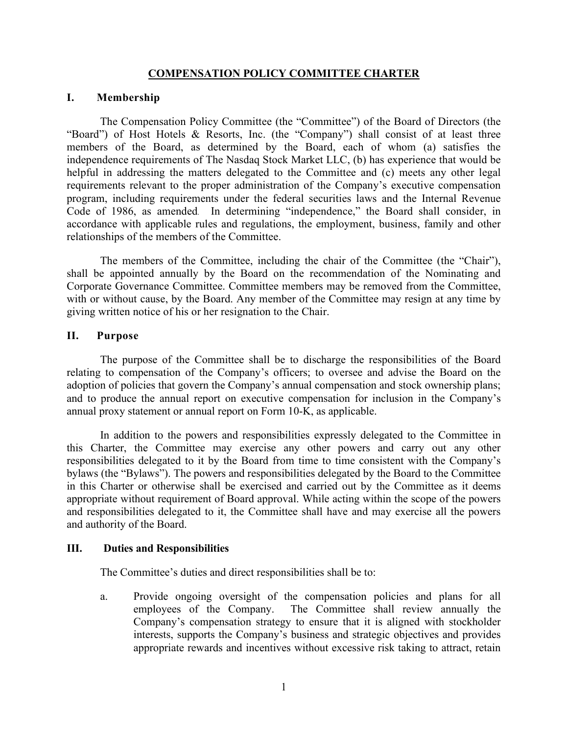# COMPENSATION POLICY COMMITTEE CHARTER

## I. Membership

The Compensation Policy Committee (the "Committee") of the Board of Directors (the "Board") of Host Hotels & Resorts, Inc. (the "Company") shall consist of at least three members of the Board, as determined by the Board, each of whom (a) satisfies the independence requirements of The Nasdaq Stock Market LLC, (b) has experience that would be helpful in addressing the matters delegated to the Committee and (c) meets any other legal requirements relevant to the proper administration of the Company's executive compensation program, including requirements under the federal securities laws and the Internal Revenue Code of 1986, as amended. In determining "independence," the Board shall consider, in accordance with applicable rules and regulations, the employment, business, family and other relationships of the members of the Committee.

The members of the Committee, including the chair of the Committee (the "Chair"), shall be appointed annually by the Board on the recommendation of the Nominating and Corporate Governance Committee. Committee members may be removed from the Committee, with or without cause, by the Board. Any member of the Committee may resign at any time by giving written notice of his or her resignation to the Chair.

## II. Purpose

The purpose of the Committee shall be to discharge the responsibilities of the Board relating to compensation of the Company's officers; to oversee and advise the Board on the adoption of policies that govern the Company's annual compensation and stock ownership plans; and to produce the annual report on executive compensation for inclusion in the Company's annual proxy statement or annual report on Form 10-K, as applicable.

In addition to the powers and responsibilities expressly delegated to the Committee in this Charter, the Committee may exercise any other powers and carry out any other responsibilities delegated to it by the Board from time to time consistent with the Company's bylaws (the "Bylaws"). The powers and responsibilities delegated by the Board to the Committee in this Charter or otherwise shall be exercised and carried out by the Committee as it deems appropriate without requirement of Board approval. While acting within the scope of the powers and responsibilities delegated to it, the Committee shall have and may exercise all the powers and authority of the Board.

## III. Duties and Responsibilities

The Committee's duties and direct responsibilities shall be to:

a. Provide ongoing oversight of the compensation policies and plans for all employees of the Company. The Committee shall review annually the Company's compensation strategy to ensure that it is aligned with stockholder interests, supports the Company's business and strategic objectives and provides appropriate rewards and incentives without excessive risk taking to attract, retain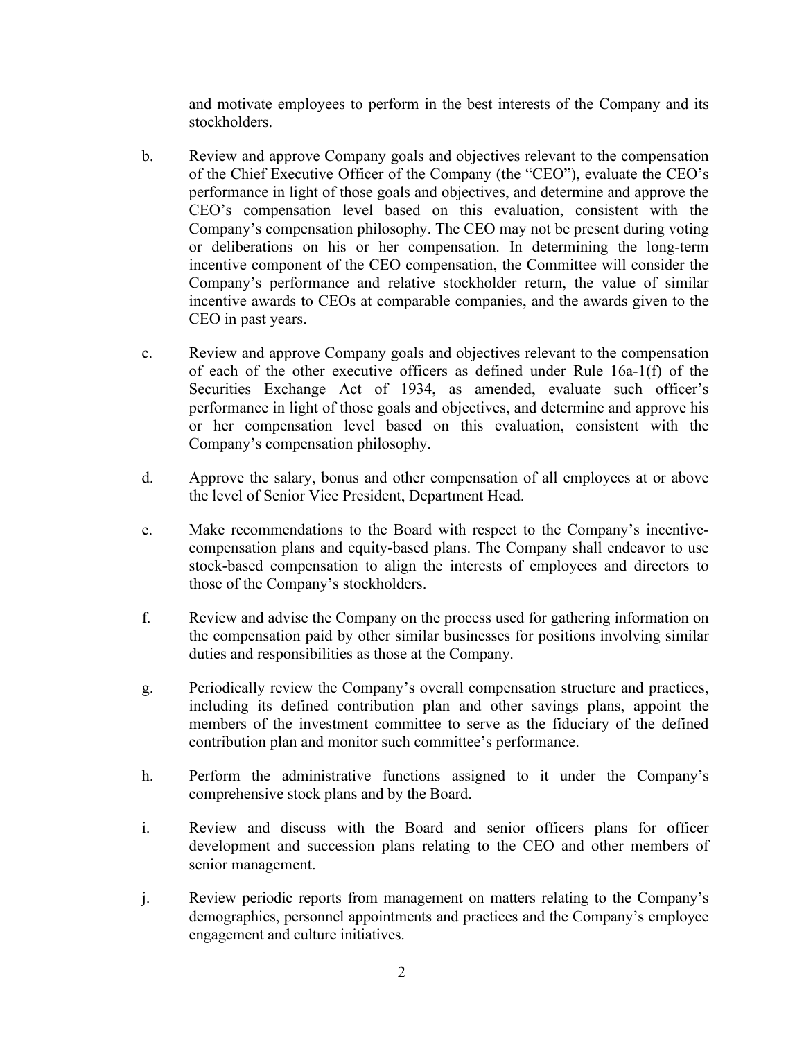and motivate employees to perform in the best interests of the Company and its stockholders.

b. Review and approve Company goals and objectives relevant to the compensation of the Chief Executive Officer of the Company (the "CEO"), evaluate the CEO's performance in light of those goals and objectives, and determine and approve the CEO's compensation level based on this evaluation, consistent with the Company's compensation philosophy. The CEO may not be present during voting or deliberations on his or her compensation. In determining the long-term incentive component of the CEO compensation, the Committee will consider the Company's performance and relative stockholder return, the value of similar incentive awards to CEOs at comparable companies, and the awards given to the CEO in past years.

c. Review and approve Company goals and objectives relevant to the compensation of each of the other executive officers as defined under Rule 16a-1(f) of the Securities Exchange Act of 1934, as amended, evaluate such officer's performance in light of those goals and objectives, and determine and approve his or her compensation level based on this evaluation, consistent with the Company's compensation philosophy.

d. Approve the salary, bonus and other compensation of all employees at or above the level of Senior Vice President, Department Head.

e. Make recommendations to the Board with respect to the Company's incentive-compensation plans and equity-based plans. The Company shall endeavor to use stock-based compensation to align the interests of employees and directors to those of the Company's stockholders.

f. Review and advise the Company on the process used for gathering information on the compensation paid by other similar businesses for positions involving similar duties and responsibilities as those at the Company.

g. Periodically review the Company's overall compensation structure and practices, including its defined contribution plan and other savings plans, appoint the members of the investment committee to serve as the fiduciary of the defined contribution plan and monitor such committee's performance.

h. Perform the administrative functions assigned to it under the Company's comprehensive stock plans and by the Board.

i. Review and discuss with the Board and senior officers plans for officer development and succession plans relating to the CEO and other members of senior management.

j. Review periodic reports from management on matters relating to the Company's demographics, personnel appointments and practices and the Company's employee engagement and culture initiatives.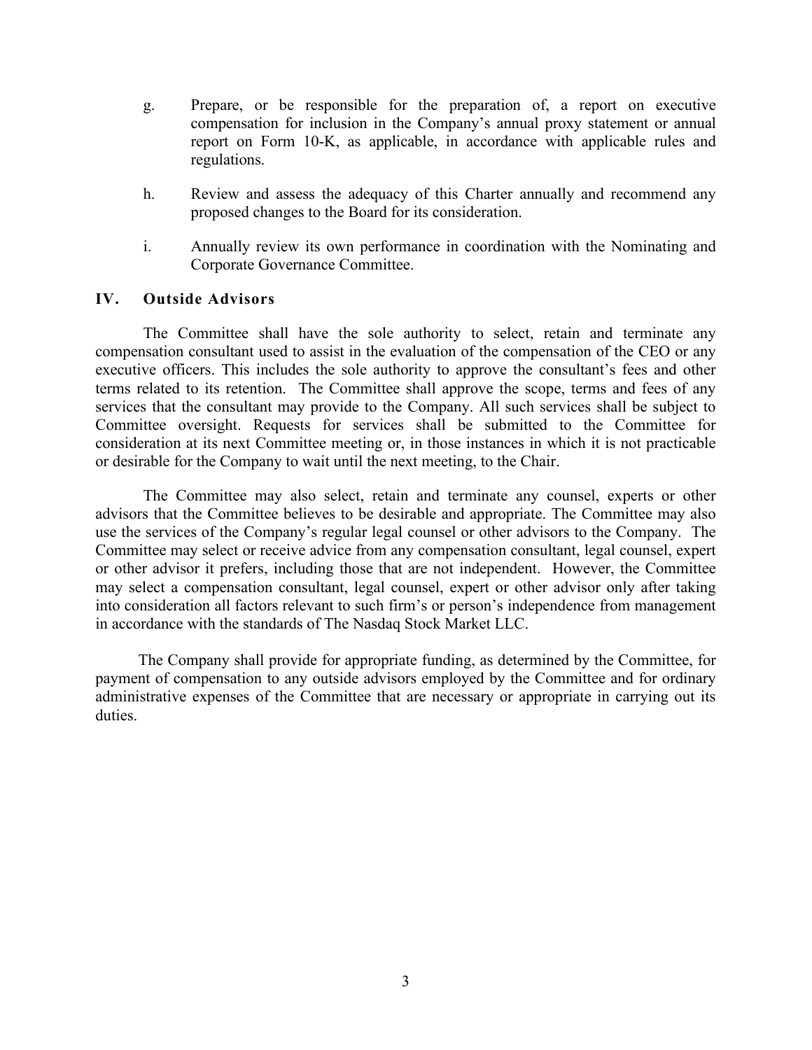g. Prepare, or be responsible for the preparation of, a report on executive compensation for inclusion in the Company's annual proxy statement or annual report on Form 10-K, as applicable, in accordance with applicable rules and regulations.

h. Review and assess the adequacy of this Charter annually and recommend any proposed changes to the Board for its consideration.

i. Annually review its own performance in coordination with the Nominating and Corporate Governance Committee.

## IV. Outside Advisors

The Committee shall have the sole authority to select, retain and terminate any compensation consultant used to assist in the evaluation of the compensation of the CEO or any executive officers. This includes the sole authority to approve the consultant's fees and other terms related to its retention. The Committee shall approve the scope, terms and fees of any services that the consultant may provide to the Company. All such services shall be subject to Committee oversight. Requests for services shall be submitted to the Committee for consideration at its next Committee meeting or, in those instances in which it is not practicable or desirable for the Company to wait until the next meeting, to the Chair.

The Committee may also select, retain and terminate any counsel, experts or other advisors that the Committee believes to be desirable and appropriate. The Committee may also use the services of the Company's regular legal counsel or other advisors to the Company. The Committee may select or receive advice from any compensation consultant, legal counsel, expert or other advisor it prefers, including those that are not independent. However, the Committee may select a compensation consultant, legal counsel, expert or other advisor only after taking into consideration all factors relevant to such firm's or person's independence from management in accordance with the standards of The Nasdaq Stock Market LLC.

The Company shall provide for appropriate funding, as determined by the Committee, for payment of compensation to any outside advisors employed by the Committee and for ordinary administrative expenses of the Committee that are necessary or appropriate in carrying out its duties.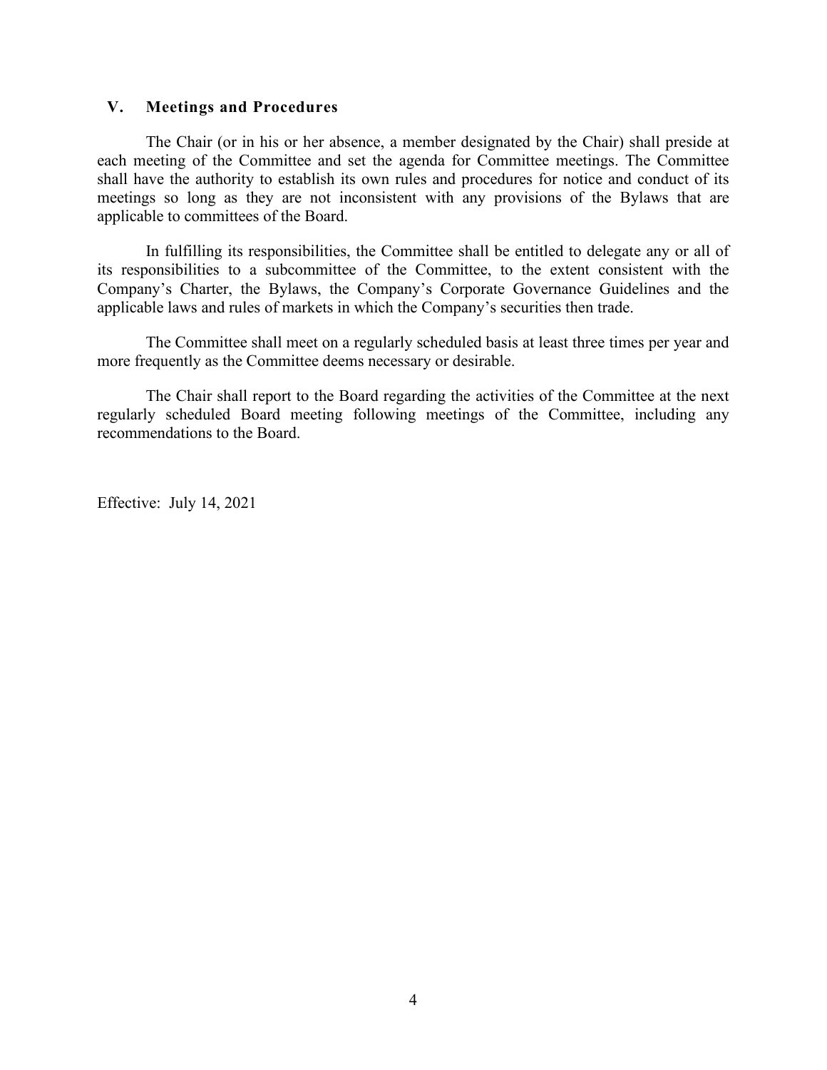## V. Meetings and Procedures

The Chair (or in his or her absence, a member designated by the Chair) shall preside at each meeting of the Committee and set the agenda for Committee meetings. The Committee shall have the authority to establish its own rules and procedures for notice and conduct of its meetings so long as they are not inconsistent with any provisions of the Bylaws that are applicable to committees of the Board.

In fulfilling its responsibilities, the Committee shall be entitled to delegate any or all of its responsibilities to a subcommittee of the Committee, to the extent consistent with the Company's Charter, the Bylaws, the Company's Corporate Governance Guidelines and the applicable laws and rules of markets in which the Company's securities then trade.

The Committee shall meet on a regularly scheduled basis at least three times per year and more frequently as the Committee deems necessary or desirable.

The Chair shall report to the Board regarding the activities of the Committee at the next regularly scheduled Board meeting following meetings of the Committee, including any recommendations to the Board.

Effective: July 14, 2021